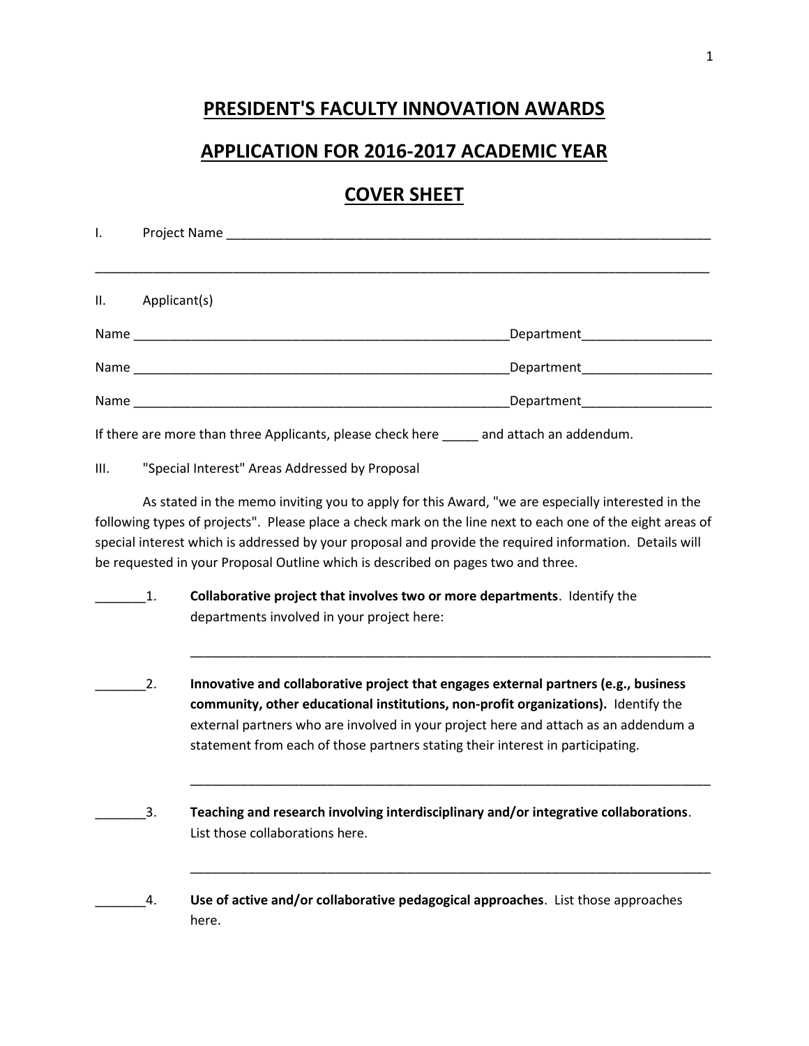# PRESIDENT'S FACULTY INNOVATION AWARDS

## APPLICATION FOR 2016-2017 ACADEMIC YEAR

## COVER SHEET

I. Project Name ______________________________________________________________________

_____________________________________________________________________________________

II. Applicant(s)

Name _______________________________________________ Department__________________

Name _______________________________________________ Department__________________

Name _______________________________________________ Department__________________

If there are more than three Applicants, please check here _____ and attach an addendum.

III. "Special Interest" Areas Addressed by Proposal

As stated in the memo inviting you to apply for this Award, "we are especially interested in the following types of projects". Please place a check mark on the line next to each one of the eight areas of special interest which is addressed by your proposal and provide the required information. Details will be requested in your Proposal Outline which is described on pages two and three.

_______1. **Collaborative project that involves two or more departments**. Identify the departments involved in your project here:

_____________________________________________________________________________

_______2. **Innovative and collaborative project that engages external partners (e.g., business community, other educational institutions, non-profit organizations).** Identify the external partners who are involved in your project here and attach as an addendum a statement from each of those partners stating their interest in participating.

_____________________________________________________________________________

_______3. **Teaching and research involving interdisciplinary and/or integrative collaborations**. List those collaborations here.

_____________________________________________________________________________

_______4. **Use of active and/or collaborative pedagogical approaches**. List those approaches here.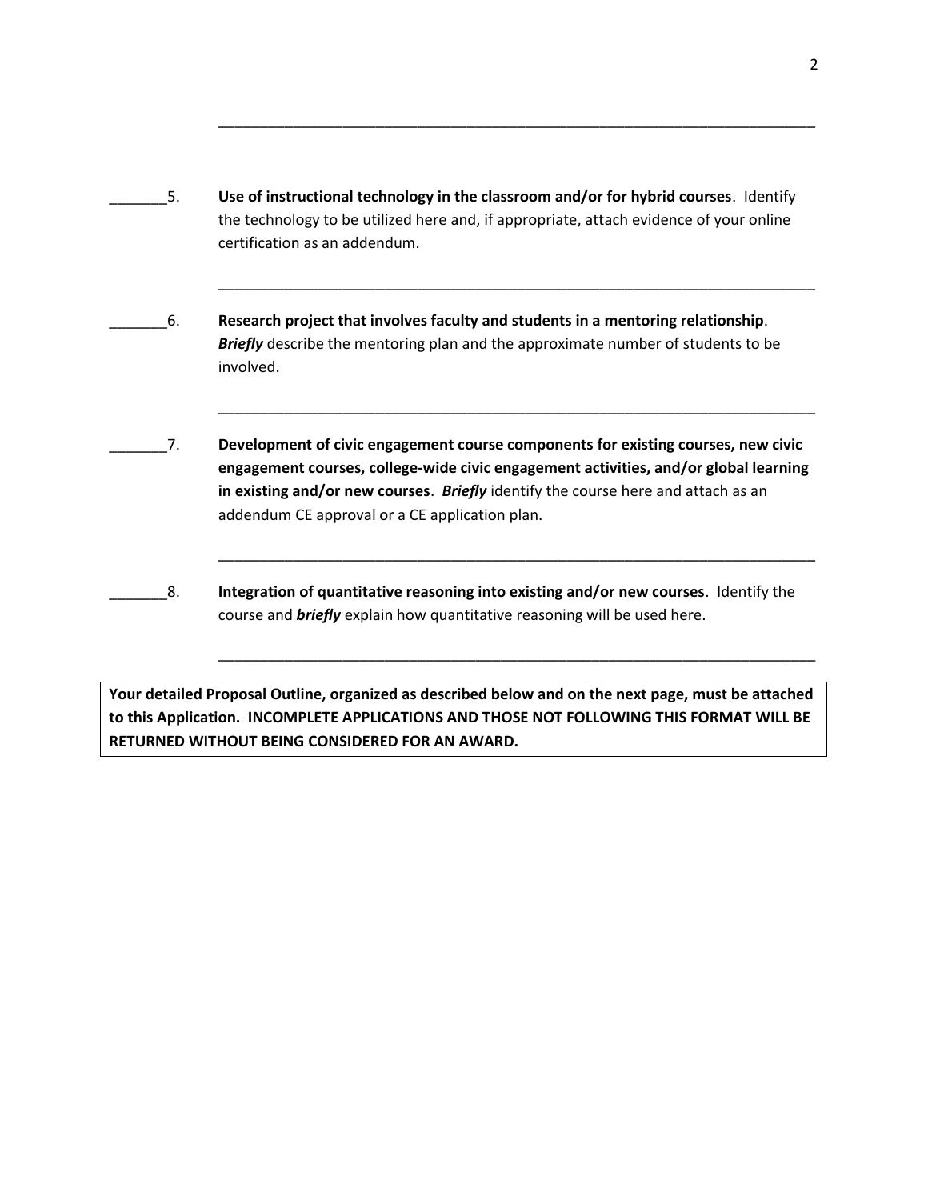______________________________________________________________________________

_______5. **Use of instructional technology in the classroom and/or for hybrid courses**. Identify the technology to be utilized here and, if appropriate, attach evidence of your online certification as an addendum.

______________________________________________________________________________

_______6. **Research project that involves faculty and students in a mentoring relationship**. ***Briefly*** describe the mentoring plan and the approximate number of students to be involved.

______________________________________________________________________________

_______7. **Development of civic engagement course components for existing courses, new civic engagement courses, college-wide civic engagement activities, and/or global learning in existing and/or new courses**. ***Briefly*** identify the course here and attach as an addendum CE approval or a CE application plan.

______________________________________________________________________________

_______8. **Integration of quantitative reasoning into existing and/or new courses**. Identify the course and ***briefly*** explain how quantitative reasoning will be used here.

______________________________________________________________________________

**Your detailed Proposal Outline, organized as described below and on the next page, must be attached to this Application. INCOMPLETE APPLICATIONS AND THOSE NOT FOLLOWING THIS FORMAT WILL BE RETURNED WITHOUT BEING CONSIDERED FOR AN AWARD.**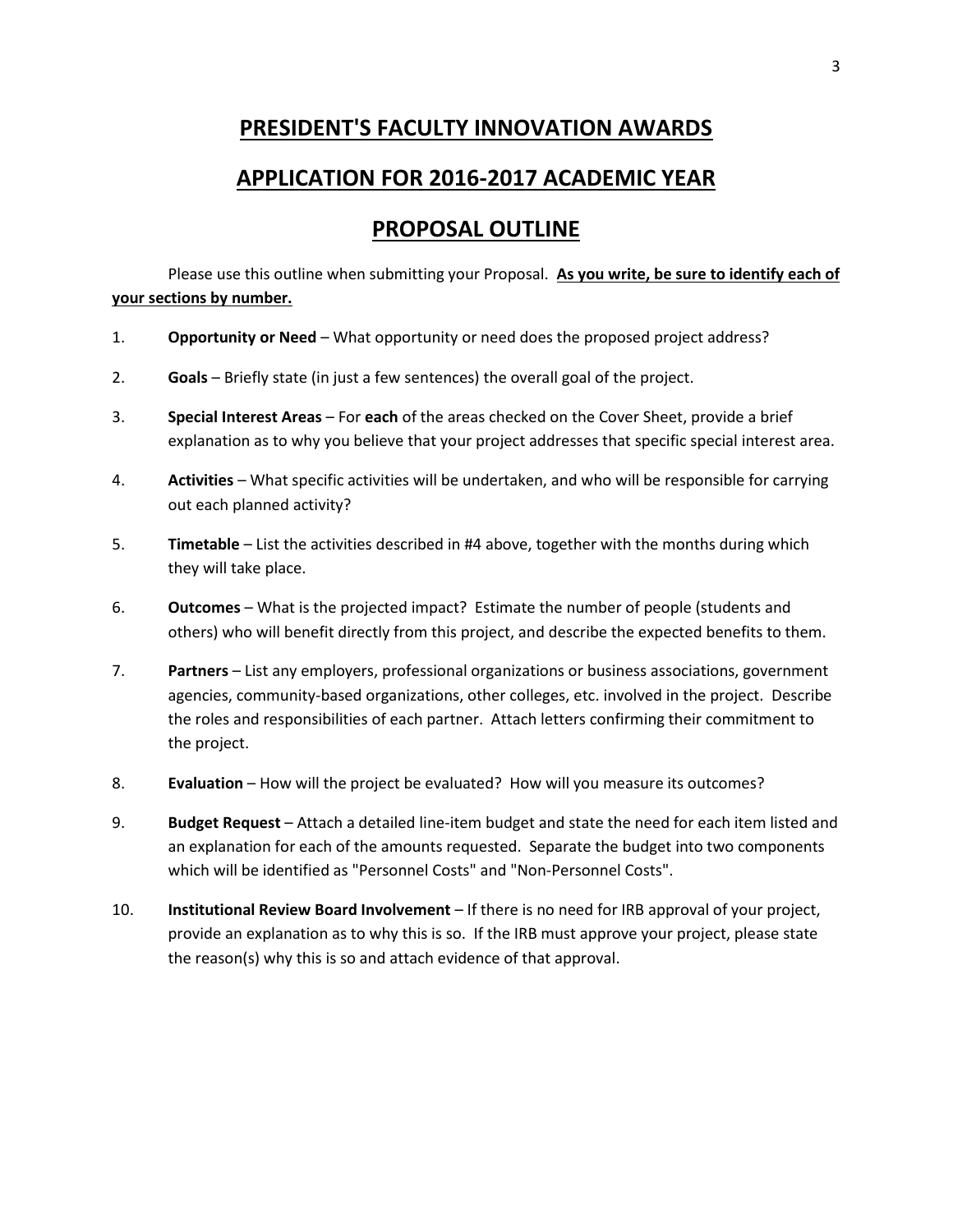# PRESIDENT'S FACULTY INNOVATION AWARDS

# APPLICATION FOR 2016-2017 ACADEMIC YEAR

# PROPOSAL OUTLINE

Please use this outline when submitting your Proposal. **As you write, be sure to identify each of your sections by number.**

1. **Opportunity or Need** – What opportunity or need does the proposed project address?

2. **Goals** – Briefly state (in just a few sentences) the overall goal of the project.

3. **Special Interest Areas** – For **each** of the areas checked on the Cover Sheet, provide a brief explanation as to why you believe that your project addresses that specific special interest area.

4. **Activities** – What specific activities will be undertaken, and who will be responsible for carrying out each planned activity?

5. **Timetable** – List the activities described in #4 above, together with the months during which they will take place.

6. **Outcomes** – What is the projected impact? Estimate the number of people (students and others) who will benefit directly from this project, and describe the expected benefits to them.

7. **Partners** – List any employers, professional organizations or business associations, government agencies, community-based organizations, other colleges, etc. involved in the project. Describe the roles and responsibilities of each partner. Attach letters confirming their commitment to the project.

8. **Evaluation** – How will the project be evaluated? How will you measure its outcomes?

9. **Budget Request** – Attach a detailed line-item budget and state the need for each item listed and an explanation for each of the amounts requested. Separate the budget into two components which will be identified as "Personnel Costs" and "Non-Personnel Costs".

10. **Institutional Review Board Involvement** – If there is no need for IRB approval of your project, provide an explanation as to why this is so. If the IRB must approve your project, please state the reason(s) why this is so and attach evidence of that approval.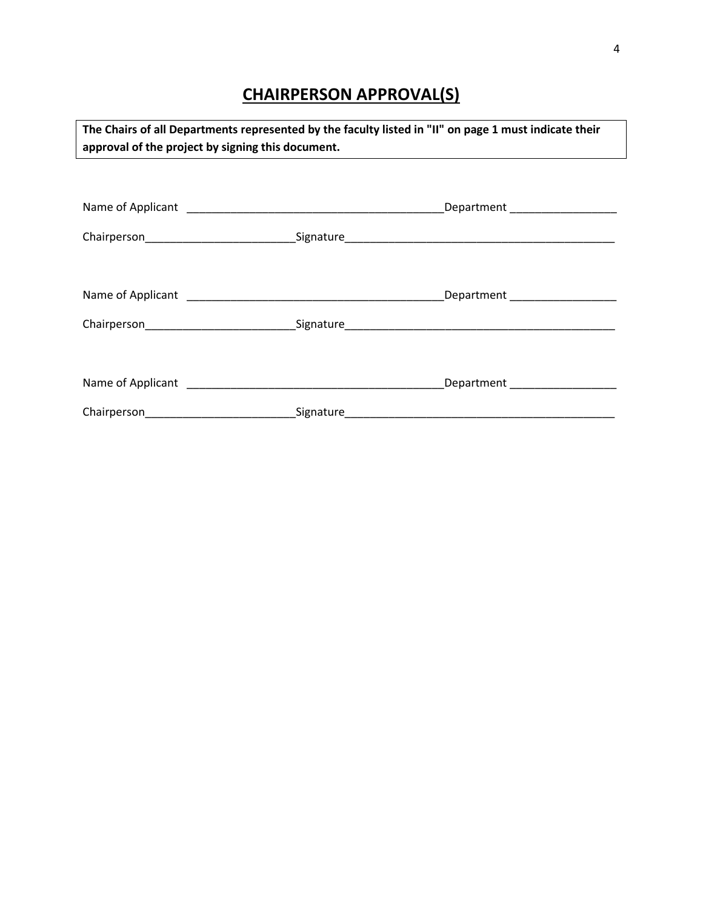# CHAIRPERSON APPROVAL(S)

**The Chairs of all Departments represented by the faculty listed in "II" on page 1 must indicate their approval of the project by signing this document.**

Name of Applicant ________________________________________Department _________________

Chairperson________________________Signature___________________________________________

Name of Applicant ________________________________________Department _________________

Chairperson________________________Signature___________________________________________

Name of Applicant ________________________________________Department _________________

Chairperson________________________Signature___________________________________________